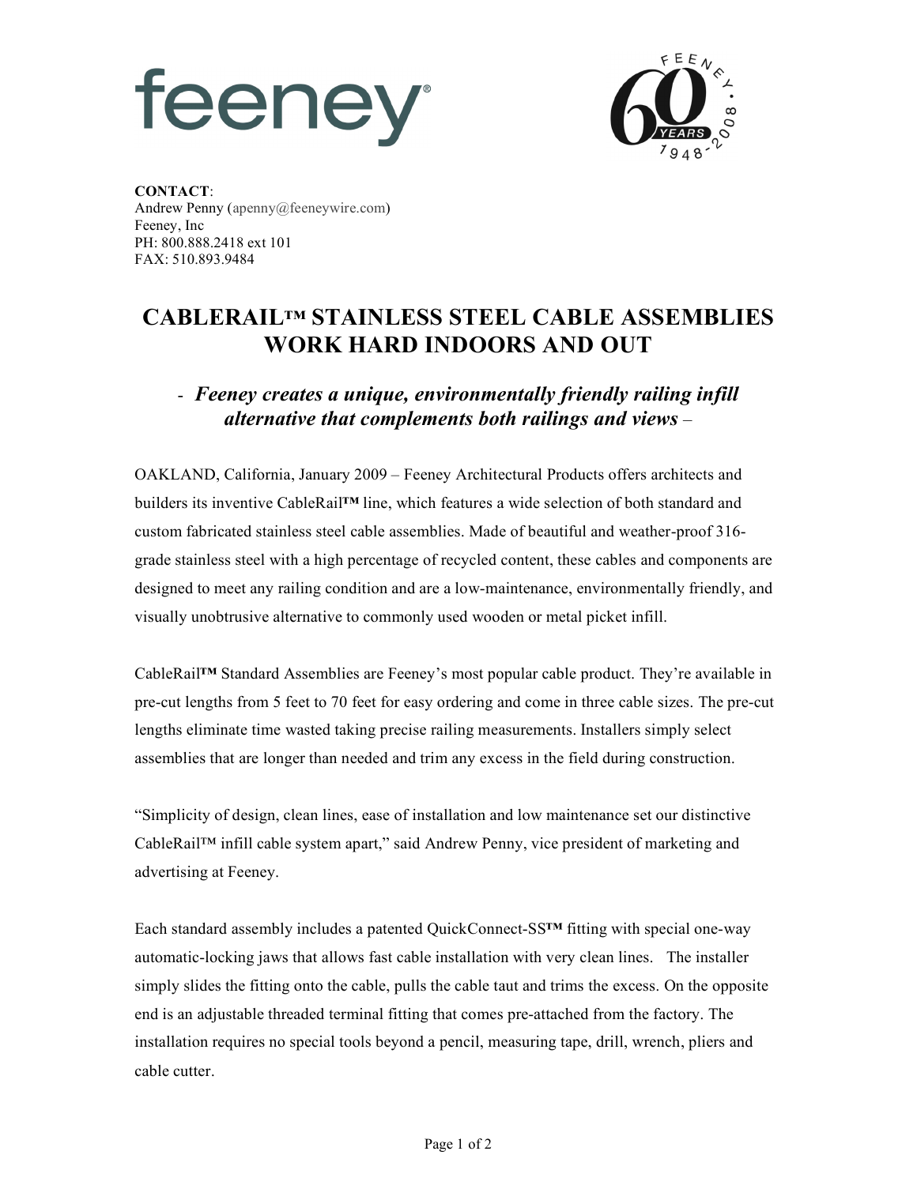feeney

FEENEY 60 YEARS 1948-2008

**CONTACT**:
Andrew Penny (apenny@feeneywire.com)
Feeney, Inc
PH: 800.888.2418 ext 101
FAX: 510.893.9484

# CABLERAIL™ STAINLESS STEEL CABLE ASSEMBLIES WORK HARD INDOORS AND OUT

## - *Feeney creates a unique, environmentally friendly railing infill alternative that complements both railings and views* –

OAKLAND, California, January 2009 – Feeney Architectural Products offers architects and builders its inventive CableRail**™** line, which features a wide selection of both standard and custom fabricated stainless steel cable assemblies. Made of beautiful and weather-proof 316-grade stainless steel with a high percentage of recycled content, these cables and components are designed to meet any railing condition and are a low-maintenance, environmentally friendly, and visually unobtrusive alternative to commonly used wooden or metal picket infill.

CableRail**™** Standard Assemblies are Feeney's most popular cable product. They're available in pre-cut lengths from 5 feet to 70 feet for easy ordering and come in three cable sizes. The pre-cut lengths eliminate time wasted taking precise railing measurements. Installers simply select assemblies that are longer than needed and trim any excess in the field during construction.

"Simplicity of design, clean lines, ease of installation and low maintenance set our distinctive CableRail™ infill cable system apart," said Andrew Penny, vice president of marketing and advertising at Feeney.

Each standard assembly includes a patented QuickConnect-SS**™** fitting with special one-way automatic-locking jaws that allows fast cable installation with very clean lines. The installer simply slides the fitting onto the cable, pulls the cable taut and trims the excess. On the opposite end is an adjustable threaded terminal fitting that comes pre-attached from the factory. The installation requires no special tools beyond a pencil, measuring tape, drill, wrench, pliers and cable cutter.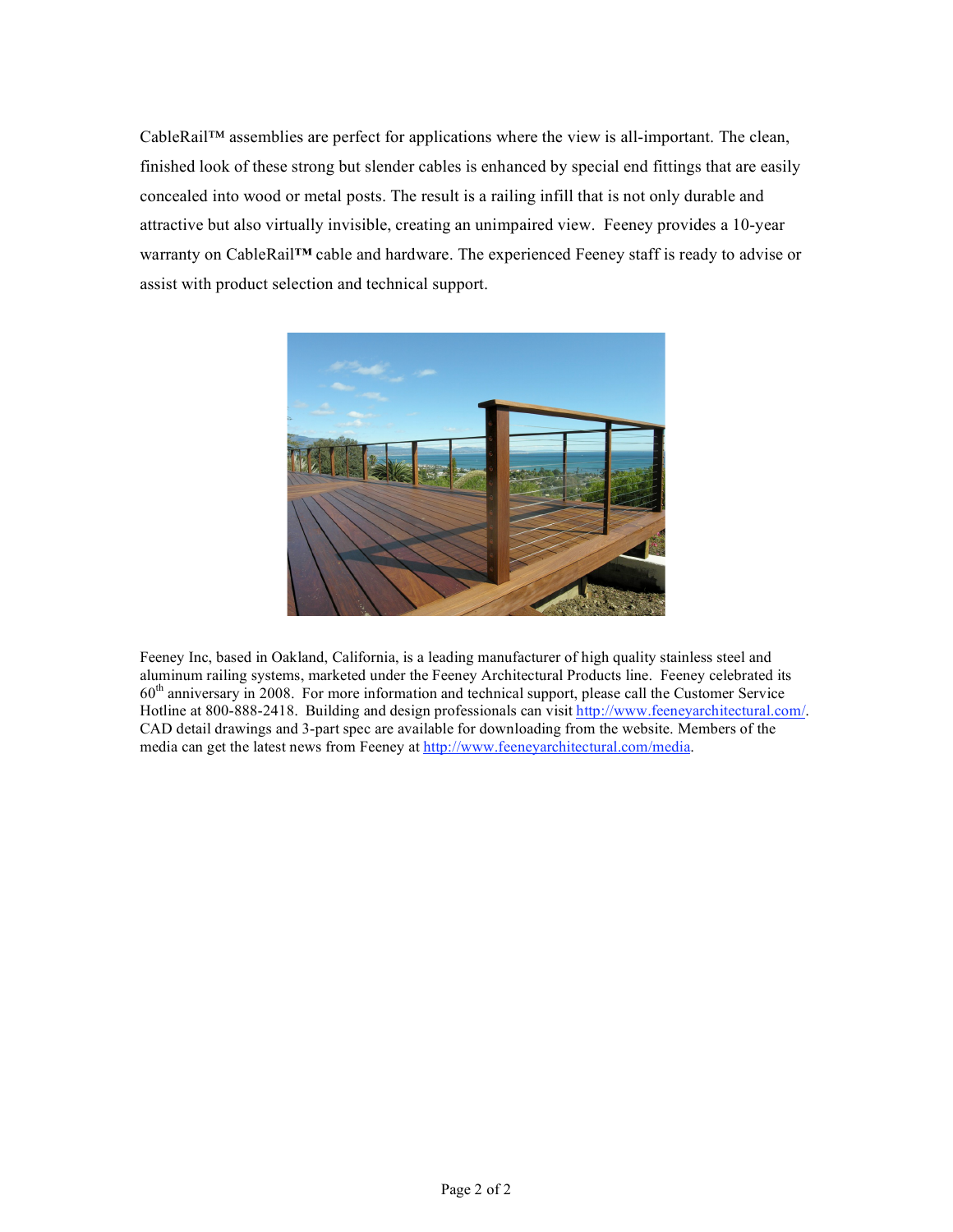CableRail™ assemblies are perfect for applications where the view is all-important. The clean, finished look of these strong but slender cables is enhanced by special end fittings that are easily concealed into wood or metal posts. The result is a railing infill that is not only durable and attractive but also virtually invisible, creating an unimpaired view. Feeney provides a 10-year warranty on CableRail™ cable and hardware. The experienced Feeney staff is ready to advise or assist with product selection and technical support.

Feeney Inc, based in Oakland, California, is a leading manufacturer of high quality stainless steel and aluminum railing systems, marketed under the Feeney Architectural Products line. Feeney celebrated its 60th anniversary in 2008. For more information and technical support, please call the Customer Service Hotline at 800-888-2418. Building and design professionals can visit http://www.feeneyarchitectural.com/. CAD detail drawings and 3-part spec are available for downloading from the website. Members of the media can get the latest news from Feeney at http://www.feeneyarchitectural.com/media.